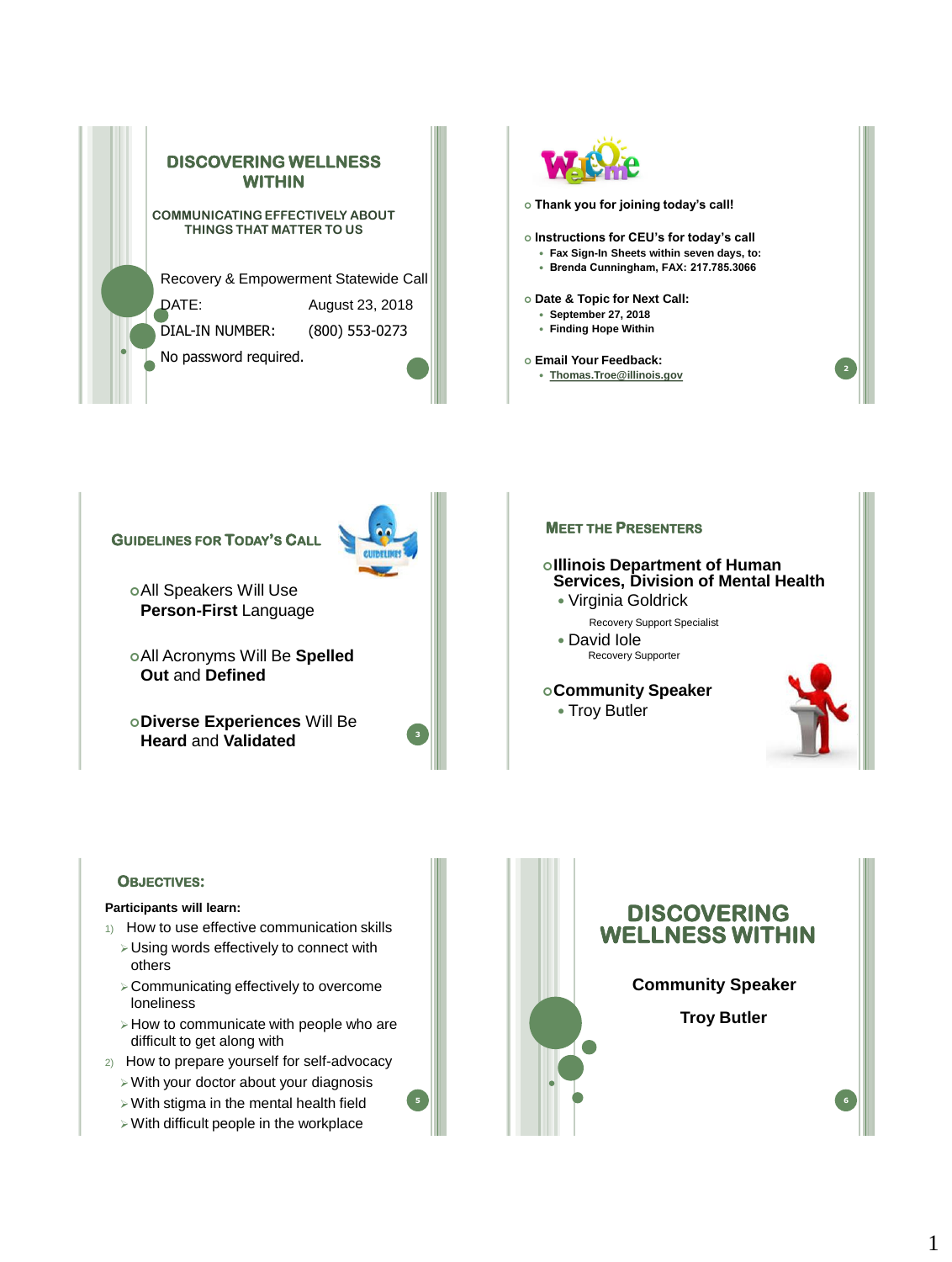# DISCOVERING WELLNESS WITHIN

## COMMUNICATING EFFECTIVELY ABOUT THINGS THAT MATTER TO US

Recovery & Empowerment Statewide Call

DATE: August 23, 2018

DIAL-IN NUMBER: (800) 553-0273

No password required.

---

## Welcome

- Thank you for joining today's call!
- Instructions for CEU's for today's call
  - Fax Sign-In Sheets within seven days, to:
  - Brenda Cunningham, FAX: 217.785.3066
- Date & Topic for Next Call:
  - September 27, 2018
  - Finding Hope Within
- Email Your Feedback:
  - Thomas.Troe@illinois.gov

---

## GUIDELINES FOR TODAY'S CALL

- All Speakers Will Use **Person-First** Language
- All Acronyms Will Be **Spelled Out** and **Defined**
- **Diverse Experiences** Will Be **Heard** and **Validated**

---

## MEET THE PRESENTERS

- **Illinois Department of Human Services, Division of Mental Health**
  - Virginia Goldrick
    
    Recovery Support Specialist
  - David Iole
    
    Recovery Supporter
- **Community Speaker**
  - Troy Butler

---

## OBJECTIVES:

**Participants will learn:**

1) How to use effective communication skills
   - Using words effectively to connect with others
   - Communicating effectively to overcome loneliness
   - How to communicate with people who are difficult to get along with
2) How to prepare yourself for self-advocacy
   - With your doctor about your diagnosis
   - With stigma in the mental health field
   - With difficult people in the workplace

---

# DISCOVERING WELLNESS WITHIN

**Community Speaker**

**Troy Butler**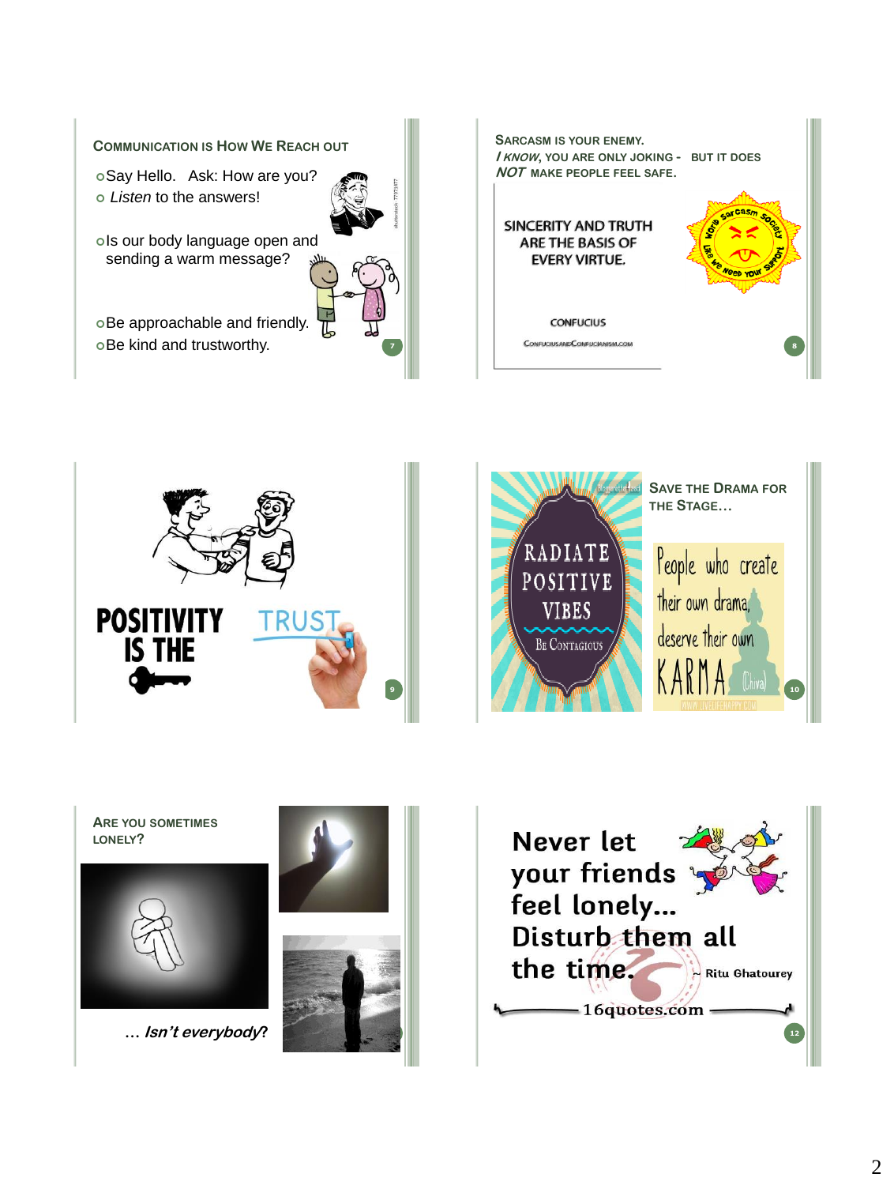## Communication is How We Reach Out

- Say Hello. Ask: How are you?
- *Listen* to the answers!
- Is our body language open and sending a warm message?
- Be approachable and friendly.
- Be kind and trustworthy.

## Sarcasm is your enemy. *I know*, you are only joking - but it does *not* make people feel safe.

SINCERITY AND TRUTH ARE THE BASIS OF EVERY VIRTUE.

CONFUCIUS

ConfuciusandConfucianism.com

POSITIVITY IS THE TRUST

## Save the Drama for the Stage…

RADIATE POSITIVE VIBES

Be Contagious

People who create their own drama, deserve their own KARMA

## Are you sometimes lonely?

*… Isn't everybody?*

Never let your friends feel lonely… Disturb them all the time.

~ Ritu Ghatourey

16quotes.com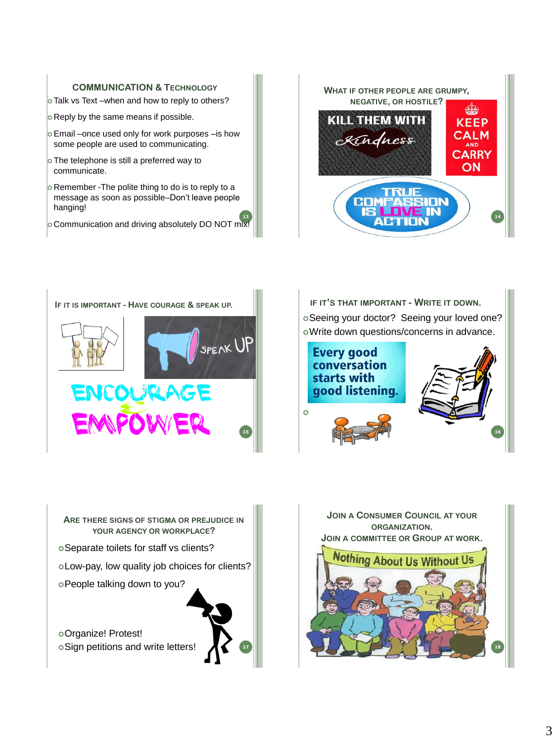## Communication & Technology

- Talk vs Text –when and how to reply to others?
- Reply by the same means if possible.
- Email –once used only for work purposes –is how some people are used to communicating.
- The telephone is still a preferred way to communicate.
- Remember -The polite thing to do is to reply to a message as soon as possible–Don't leave people hanging!
- Communication and driving absolutely DO NOT mix!

## What if other people are grumpy, negative, or hostile?

KILL THEM WITH Kindness

KEEP CALM AND CARRY ON

TRUE COMPASSION IS LOVE IN ACTION

## If it is important - Have courage & speak up.

SPEAK UP

ENCOURAGE EMPOWER

## If it's that important - Write it down.

- Seeing your doctor? Seeing your loved one?
- Write down questions/concerns in advance.

Every good conversation starts with good listening.

## Are there signs of stigma or prejudice in your agency or workplace?

- Separate toilets for staff vs clients?
- Low-pay, low quality job choices for clients?
- People talking down to you?
- Organize! Protest!
- Sign petitions and write letters!

## Join a Consumer Council at your organization. Join a committee or Group at work.

Nothing About Us Without Us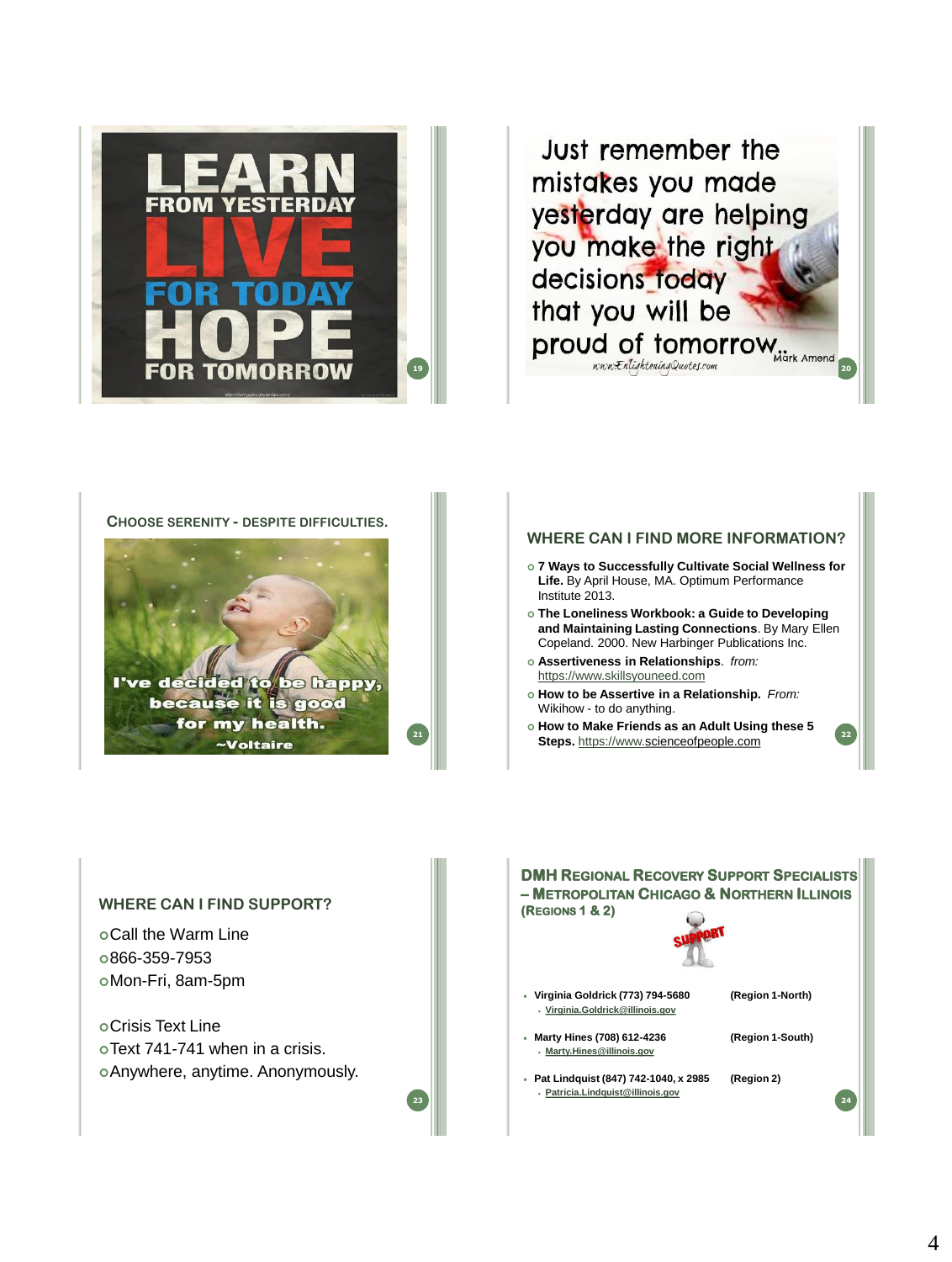LEARN FROM YESTERDAY
LIVE FOR TODAY
HOPE FOR TOMORROW

Just remember the mistakes you made yesterday are helping you make the right decisions today that you will be proud of tomorrow.. Mark Amend

www.EnlighteningQuotes.com

## Choose serenity - despite difficulties.

I've decided to be happy, because it is good for my health.
~Voltaire

## Where can I find more information?

- **7 Ways to Successfully Cultivate Social Wellness for Life.** By April House, MA. Optimum Performance Institute 2013.
- **The Loneliness Workbook: a Guide to Developing and Maintaining Lasting Connections**. By Mary Ellen Copeland. 2000. New Harbinger Publications Inc.
- **Assertiveness in Relationships**. *from:* https://www.skillsyouneed.com
- **How to be Assertive in a Relationship.** *From:* Wikihow - to do anything.
- **How to Make Friends as an Adult Using these 5 Steps.** https://www.scienceofpeople.com

## Where can I find support?

- Call the Warm Line
- 866-359-7953
- Mon-Fri, 8am-5pm

- Crisis Text Line
- Text 741-741 when in a crisis.
- Anywhere, anytime. Anonymously.

## DMH Regional Recovery Support Specialists – Metropolitan Chicago & Northern Illinois (Regions 1 & 2)

SUPPORT

- **Virginia Goldrick (773) 794-5680** **(Region 1-North)**
  - Virginia.Goldrick@illinois.gov
- **Marty Hines (708) 612-4236** **(Region 1-South)**
  - Marty.Hines@illinois.gov
- **Pat Lindquist (847) 742-1040, x 2985** **(Region 2)**
  - Patricia.Lindquist@illinois.gov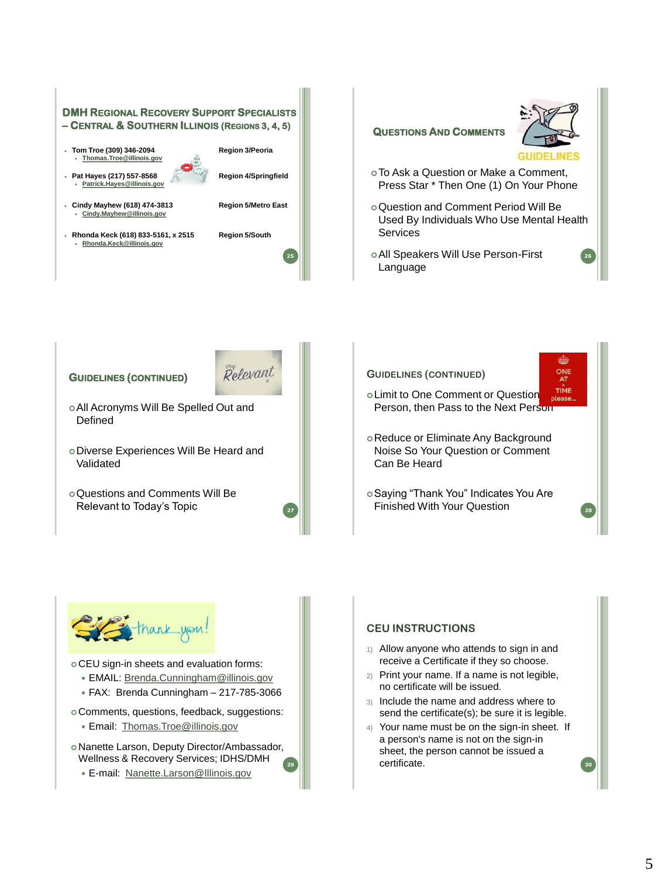## DMH Regional Recovery Support Specialists – Central & Southern Illinois (Regions 3, 4, 5)

- Tom Troe (309) 346-2094 — Region 3/Peoria
  - Thomas.Troe@illinois.gov
- Pat Hayes (217) 557-8568 — Region 4/Springfield
  - Patrick.Hayes@illinois.gov
- Cindy Mayhew (618) 474-3813 — Region 5/Metro East
  - Cindy.Mayhew@illinois.gov
- Rhonda Keck (618) 833-5161, x 2515 — Region 5/South
  - Rhonda.Keck@illinois.gov

## Questions and Comments

GUIDELINES

- To Ask a Question or Make a Comment, Press Star * Then One (1) On Your Phone
- Question and Comment Period Will Be Used By Individuals Who Use Mental Health Services
- All Speakers Will Use Person-First Language

## Guidelines (continued)

Stay Relevant

- All Acronyms Will Be Spelled Out and Defined
- Diverse Experiences Will Be Heard and Validated
- Questions and Comments Will Be Relevant to Today's Topic

## Guidelines (continued)

ONE AT A TIME please...

- Limit to One Comment or Question Person, then Pass to the Next Person
- Reduce or Eliminate Any Background Noise So Your Question or Comment Can Be Heard
- Saying "Thank You" Indicates You Are Finished With Your Question

## thank you!

- CEU sign-in sheets and evaluation forms:
  - EMAIL: Brenda.Cunningham@illinois.gov
  - FAX: Brenda Cunningham – 217-785-3066
- Comments, questions, feedback, suggestions:
  - Email: Thomas.Troe@illinois.gov
- Nanette Larson, Deputy Director/Ambassador, Wellness & Recovery Services; IDHS/DMH
  - E-mail: Nanette.Larson@Illinois.gov

## CEU Instructions

1) Allow anyone who attends to sign in and receive a Certificate if they so choose.
2) Print your name. If a name is not legible, no certificate will be issued.
3) Include the name and address where to send the certificate(s); be sure it is legible.
4) Your name must be on the sign-in sheet. If a person's name is not on the sign-in sheet, the person cannot be issued a certificate.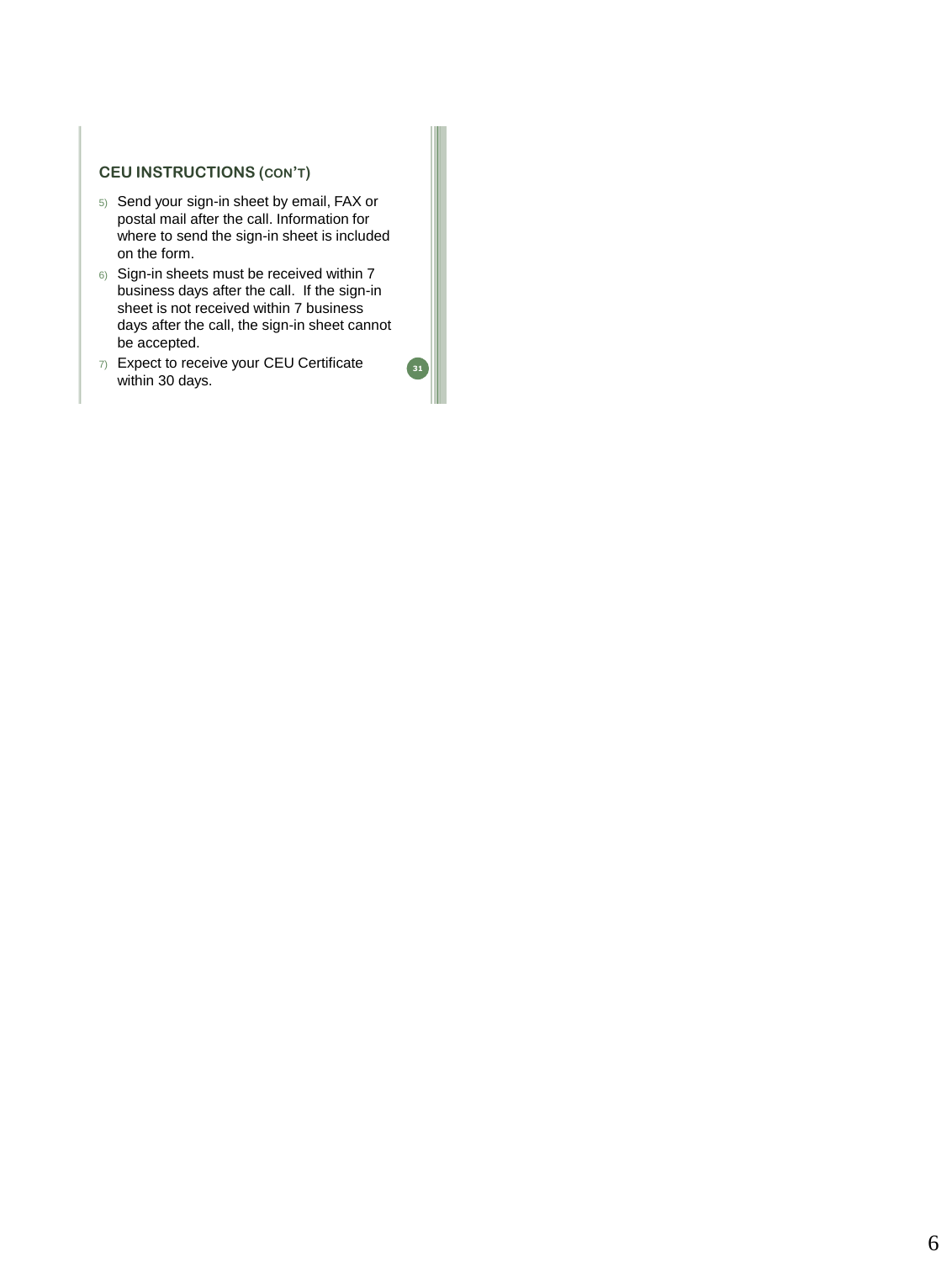## CEU Instructions (con't)

5) Send your sign-in sheet by email, FAX or postal mail after the call. Information for where to send the sign-in sheet is included on the form.
6) Sign-in sheets must be received within 7 business days after the call. If the sign-in sheet is not received within 7 business days after the call, the sign-in sheet cannot be accepted.
7) Expect to receive your CEU Certificate within 30 days.